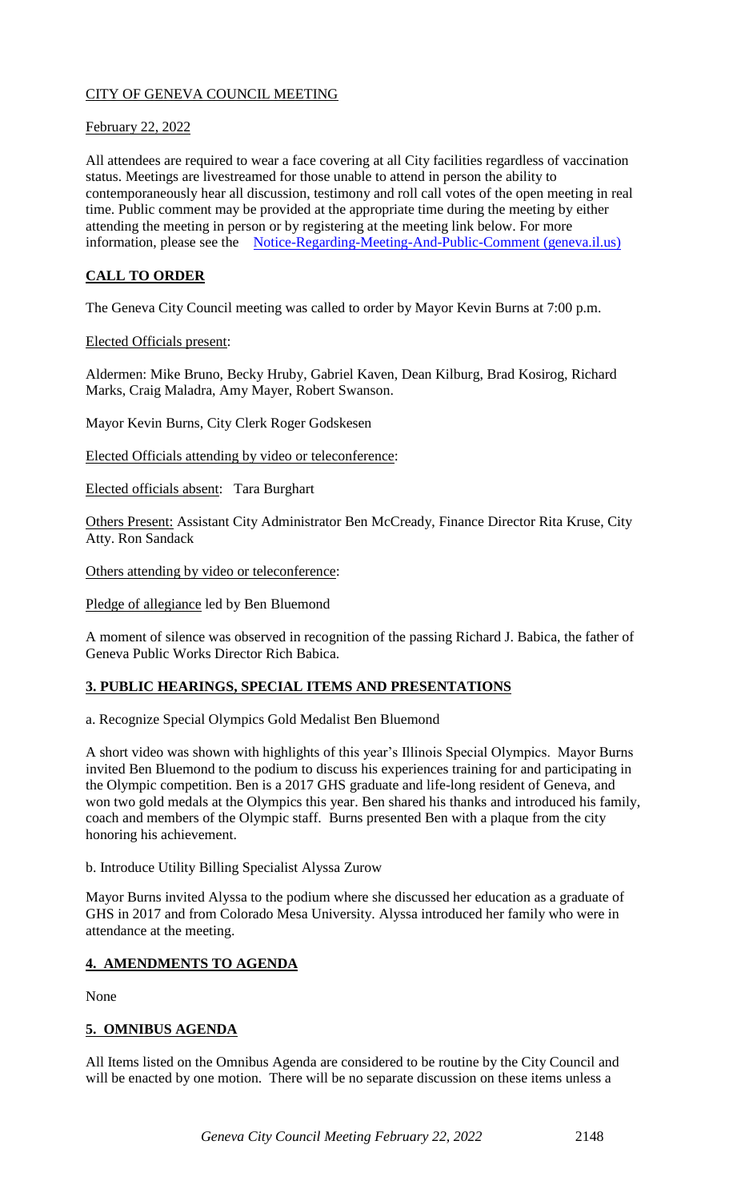CITY OF GENEVA COUNCIL MEETING

February 22, 2022

All attendees are required to wear a face covering at all City facilities regardless of vaccination status. Meetings are livestreamed for those unable to attend in person the ability to contemporaneously hear all discussion, testimony and roll call votes of the open meeting in real time. Public comment may be provided at the appropriate time during the meeting by either attending the meeting in person or by registering at the meeting link below. For more information, please see the Notice-Regarding-Meeting-And-Public-Comment (geneva.il.us)

## CALL TO ORDER

The Geneva City Council meeting was called to order by Mayor Kevin Burns at 7:00 p.m.

Elected Officials present:

Aldermen: Mike Bruno, Becky Hruby, Gabriel Kaven, Dean Kilburg, Brad Kosirog, Richard Marks, Craig Maladra, Amy Mayer, Robert Swanson.

Mayor Kevin Burns, City Clerk Roger Godskesen

Elected Officials attending by video or teleconference:

Elected officials absent: Tara Burghart

Others Present: Assistant City Administrator Ben McCready, Finance Director Rita Kruse, City Atty. Ron Sandack

Others attending by video or teleconference:

Pledge of allegiance led by Ben Bluemond

A moment of silence was observed in recognition of the passing Richard J. Babica, the father of Geneva Public Works Director Rich Babica.

## 3. PUBLIC HEARINGS, SPECIAL ITEMS AND PRESENTATIONS

a. Recognize Special Olympics Gold Medalist Ben Bluemond

A short video was shown with highlights of this year's Illinois Special Olympics. Mayor Burns invited Ben Bluemond to the podium to discuss his experiences training for and participating in the Olympic competition. Ben is a 2017 GHS graduate and life-long resident of Geneva, and won two gold medals at the Olympics this year. Ben shared his thanks and introduced his family, coach and members of the Olympic staff. Burns presented Ben with a plaque from the city honoring his achievement.

b. Introduce Utility Billing Specialist Alyssa Zurow

Mayor Burns invited Alyssa to the podium where she discussed her education as a graduate of GHS in 2017 and from Colorado Mesa University. Alyssa introduced her family who were in attendance at the meeting.

## 4. AMENDMENTS TO AGENDA

None

## 5. OMNIBUS AGENDA

All Items listed on the Omnibus Agenda are considered to be routine by the City Council and will be enacted by one motion. There will be no separate discussion on these items unless a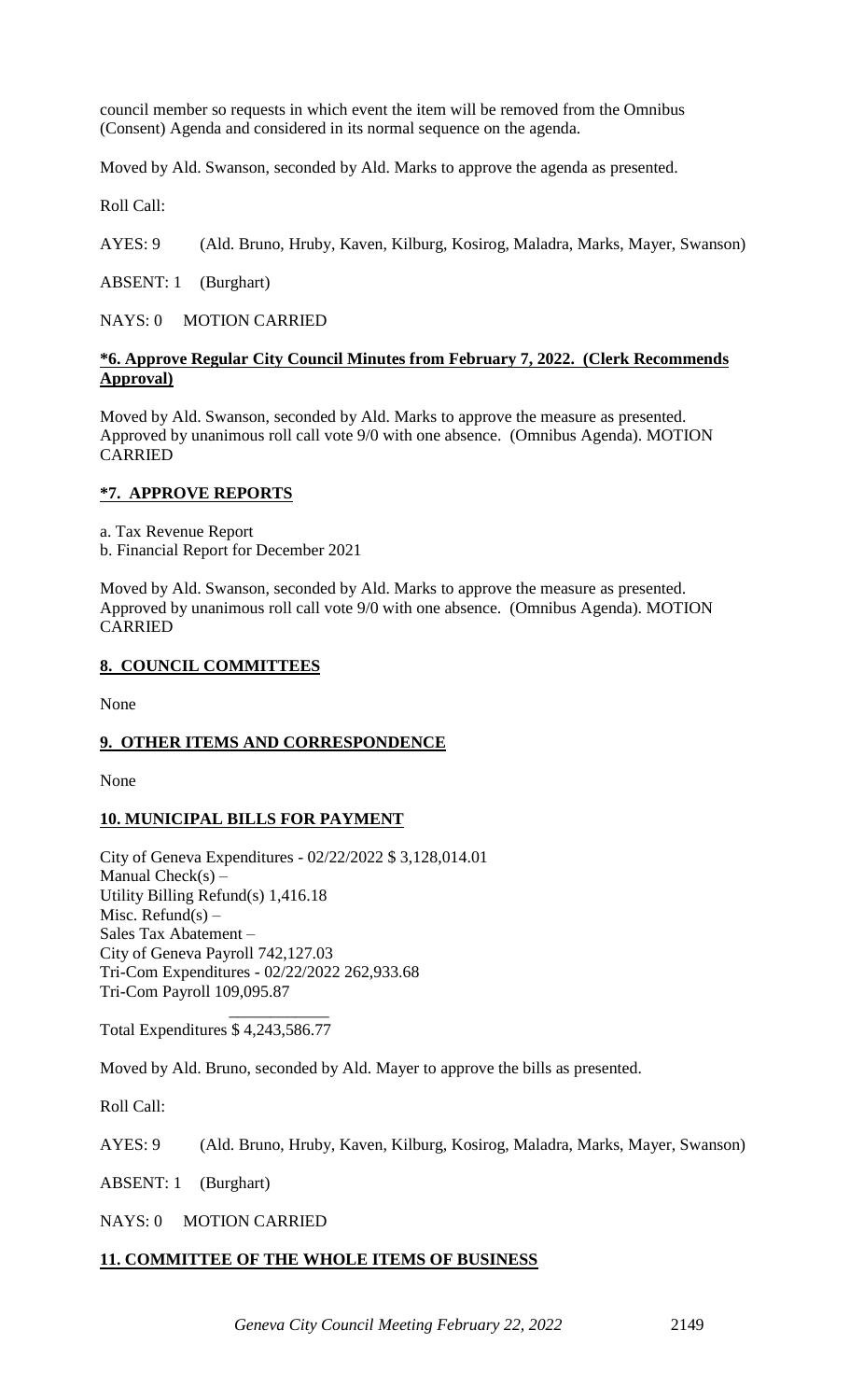council member so requests in which event the item will be removed from the Omnibus (Consent) Agenda and considered in its normal sequence on the agenda.

Moved by Ald. Swanson, seconded by Ald. Marks to approve the agenda as presented.

Roll Call:

AYES: 9 (Ald. Bruno, Hruby, Kaven, Kilburg, Kosirog, Maladra, Marks, Mayer, Swanson)

ABSENT: 1 (Burghart)

NAYS: 0 MOTION CARRIED

**\*6. Approve Regular City Council Minutes from February 7, 2022. (Clerk Recommends Approval)**

Moved by Ald. Swanson, seconded by Ald. Marks to approve the measure as presented. Approved by unanimous roll call vote 9/0 with one absence. (Omnibus Agenda). MOTION CARRIED

**\*7. APPROVE REPORTS**

a. Tax Revenue Report
b. Financial Report for December 2021

Moved by Ald. Swanson, seconded by Ald. Marks to approve the measure as presented. Approved by unanimous roll call vote 9/0 with one absence. (Omnibus Agenda). MOTION CARRIED

**8. COUNCIL COMMITTEES**

None

**9. OTHER ITEMS AND CORRESPONDENCE**

None

**10. MUNICIPAL BILLS FOR PAYMENT**

City of Geneva Expenditures - 02/22/2022 $ 3,128,014.01
Manual Check(s) –
Utility Billing Refund(s) 1,416.18
Misc. Refund(s) –
Sales Tax Abatement –
City of Geneva Payroll 742,127.03
Tri-Com Expenditures - 02/22/2022 262,933.68
Tri-Com Payroll 109,095.87

Total Expenditures $ 4,243,586.77

Moved by Ald. Bruno, seconded by Ald. Mayer to approve the bills as presented.

Roll Call:

AYES: 9 (Ald. Bruno, Hruby, Kaven, Kilburg, Kosirog, Maladra, Marks, Mayer, Swanson)

ABSENT: 1 (Burghart)

NAYS: 0 MOTION CARRIED

**11. COMMITTEE OF THE WHOLE ITEMS OF BUSINESS**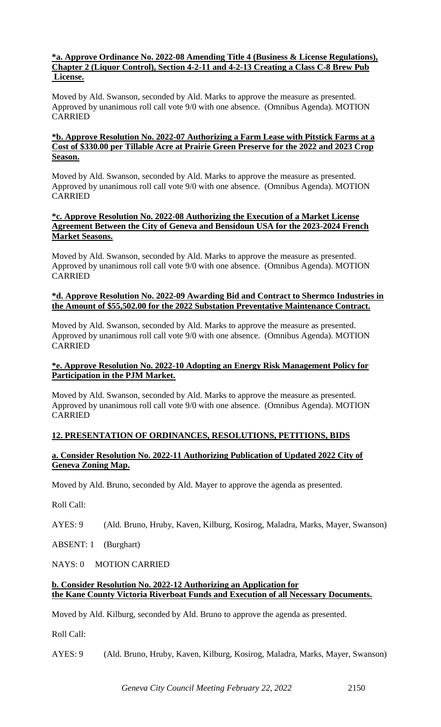**\*a. Approve Ordinance No. 2022-08 Amending Title 4 (Business & License Regulations), Chapter 2 (Liquor Control), Section 4-2-11 and 4-2-13 Creating a Class C-8 Brew Pub License.**

Moved by Ald. Swanson, seconded by Ald. Marks to approve the measure as presented. Approved by unanimous roll call vote 9/0 with one absence. (Omnibus Agenda). MOTION CARRIED

**\*b. Approve Resolution No. 2022-07 Authorizing a Farm Lease with Pitstick Farms at a Cost of $330.00 per Tillable Acre at Prairie Green Preserve for the 2022 and 2023 Crop Season.**

Moved by Ald. Swanson, seconded by Ald. Marks to approve the measure as presented. Approved by unanimous roll call vote 9/0 with one absence. (Omnibus Agenda). MOTION CARRIED

**\*c. Approve Resolution No. 2022-08 Authorizing the Execution of a Market License Agreement Between the City of Geneva and Bensidoun USA for the 2023-2024 French Market Seasons.**

Moved by Ald. Swanson, seconded by Ald. Marks to approve the measure as presented. Approved by unanimous roll call vote 9/0 with one absence. (Omnibus Agenda). MOTION CARRIED

**\*d. Approve Resolution No. 2022-09 Awarding Bid and Contract to Shermco Industries in the Amount of $55,502.00 for the 2022 Substation Preventative Maintenance Contract.**

Moved by Ald. Swanson, seconded by Ald. Marks to approve the measure as presented. Approved by unanimous roll call vote 9/0 with one absence. (Omnibus Agenda). MOTION CARRIED

**\*e. Approve Resolution No. 2022-10 Adopting an Energy Risk Management Policy for Participation in the PJM Market.**

Moved by Ald. Swanson, seconded by Ald. Marks to approve the measure as presented. Approved by unanimous roll call vote 9/0 with one absence. (Omnibus Agenda). MOTION CARRIED

**12. PRESENTATION OF ORDINANCES, RESOLUTIONS, PETITIONS, BIDS**

**a. Consider Resolution No. 2022-11 Authorizing Publication of Updated 2022 City of Geneva Zoning Map.**

Moved by Ald. Bruno, seconded by Ald. Mayer to approve the agenda as presented.

Roll Call:

AYES: 9 (Ald. Bruno, Hruby, Kaven, Kilburg, Kosirog, Maladra, Marks, Mayer, Swanson)

ABSENT: 1 (Burghart)

NAYS: 0 MOTION CARRIED

**b. Consider Resolution No. 2022-12 Authorizing an Application for the Kane County Victoria Riverboat Funds and Execution of all Necessary Documents.**

Moved by Ald. Kilburg, seconded by Ald. Bruno to approve the agenda as presented.

Roll Call:

AYES: 9 (Ald. Bruno, Hruby, Kaven, Kilburg, Kosirog, Maladra, Marks, Mayer, Swanson)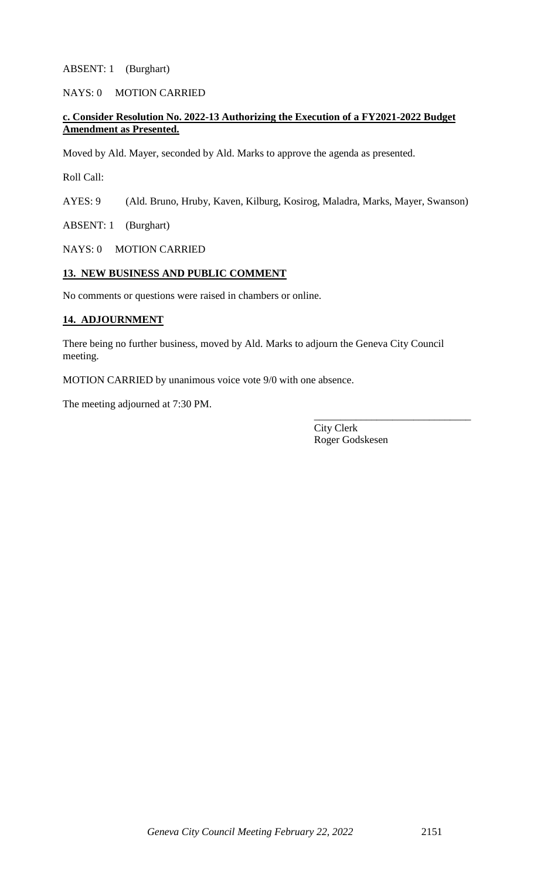ABSENT: 1 (Burghart)

NAYS: 0 MOTION CARRIED

**c. Consider Resolution No. 2022-13 Authorizing the Execution of a FY2021-2022 Budget Amendment as Presented.**

Moved by Ald. Mayer, seconded by Ald. Marks to approve the agenda as presented.

Roll Call:

AYES: 9 (Ald. Bruno, Hruby, Kaven, Kilburg, Kosirog, Maladra, Marks, Mayer, Swanson)

ABSENT: 1 (Burghart)

NAYS: 0 MOTION CARRIED

## 13. NEW BUSINESS AND PUBLIC COMMENT

No comments or questions were raised in chambers or online.

## 14. ADJOURNMENT

There being no further business, moved by Ald. Marks to adjourn the Geneva City Council meeting.

MOTION CARRIED by unanimous voice vote 9/0 with one absence.

The meeting adjourned at 7:30 PM.

\_\_\_\_\_\_\_\_\_\_\_\_\_\_\_\_\_\_\_\_\_\_\_\_\_\_\_\_\_\_

City Clerk
Roger Godskesen